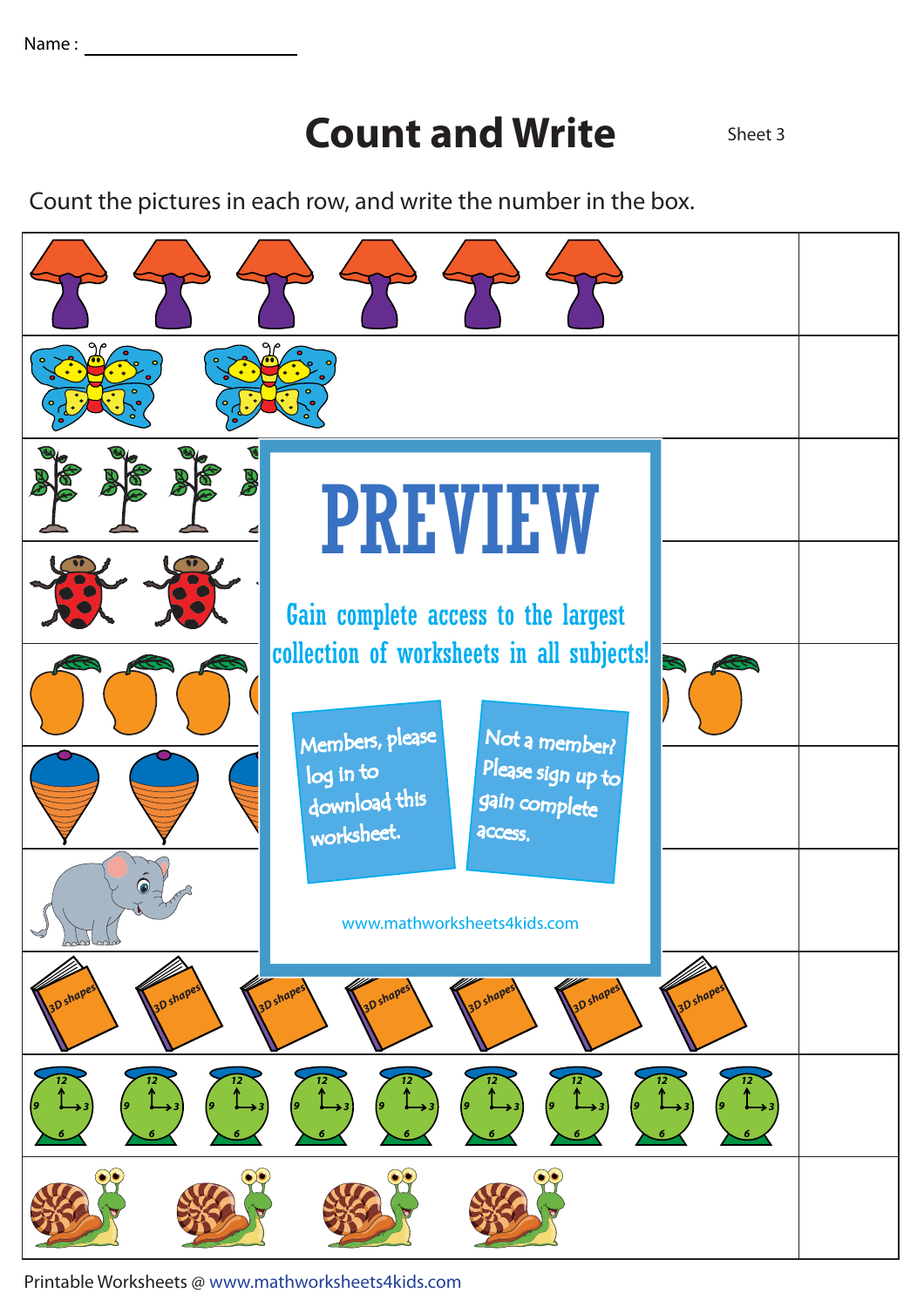Name : ____________________

# Count and Write

Sheet 3

Count the pictures in each row, and write the number in the box.

PREVIEW

Gain complete access to the largest collection of worksheets in all subjects!

Members, please log in to download this worksheet.

Not a member? Please sign up to gain complete access.

www.mathworksheets4kids.com

Printable Worksheets @ www.mathworksheets4kids.com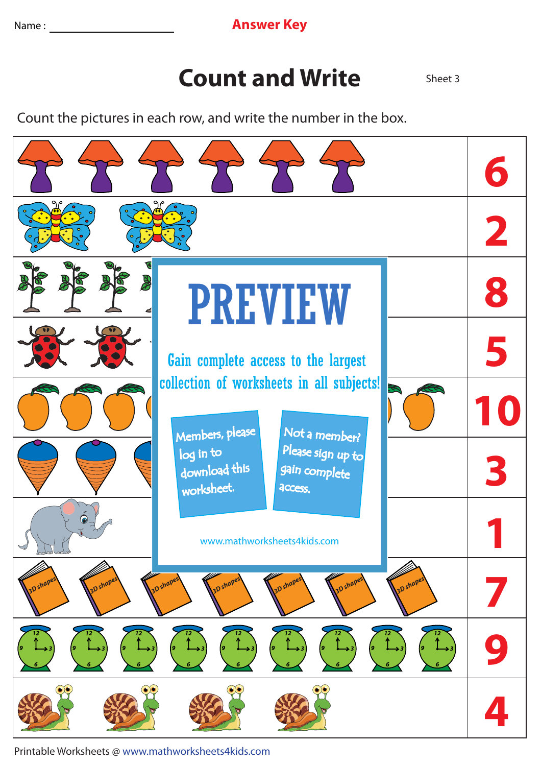Name : ________________

**Answer Key**

# Count and Write

Sheet 3

Count the pictures in each row, and write the number in the box.

| | |
|---|---|
| | 6 |
| | 2 |
| | 8 |
| | 5 |
| | 10 |
| | 3 |
| | 1 |
| | 7 |
| | 9 |
| | 4 |

PREVIEW

Gain complete access to the largest collection of worksheets in all subjects!

Members, please log in to download this worksheet.

Not a member? Please sign up to gain complete access.

www.mathworksheets4kids.com

Printable Worksheets @ www.mathworksheets4kids.com